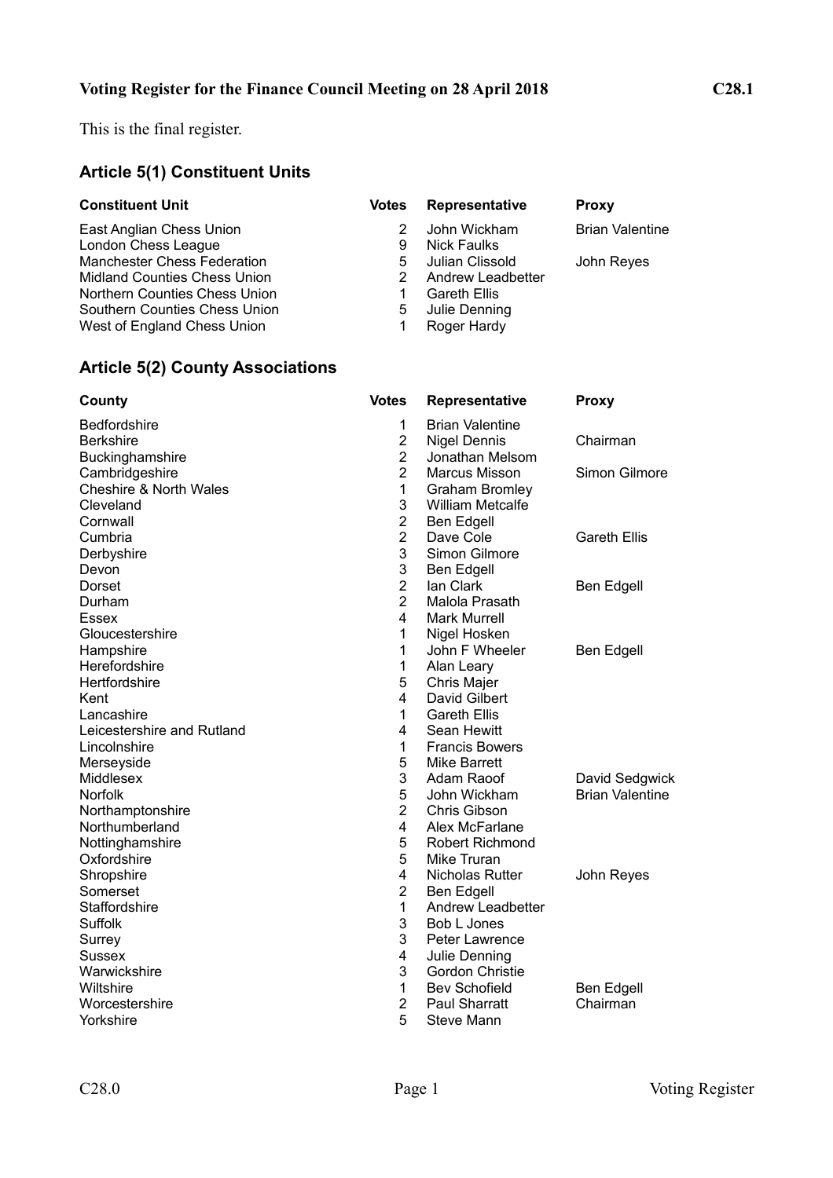**Voting Register for the Finance Council Meeting on 28 April 2018** **C28.1**

This is the final register.

## Article 5(1) Constituent Units

| Constituent Unit | Votes | Representative | Proxy |
|---|---|---|---|
| East Anglian Chess Union | 2 | John Wickham | Brian Valentine |
| London Chess League | 9 | Nick Faulks | |
| Manchester Chess Federation | 5 | Julian Clissold | John Reyes |
| Midland Counties Chess Union | 2 | Andrew Leadbetter | |
| Northern Counties Chess Union | 1 | Gareth Ellis | |
| Southern Counties Chess Union | 5 | Julie Denning | |
| West of England Chess Union | 1 | Roger Hardy | |

## Article 5(2) County Associations

| County | Votes | Representative | Proxy |
|---|---|---|---|
| Bedfordshire | 1 | Brian Valentine | |
| Berkshire | 2 | Nigel Dennis | Chairman |
| Buckinghamshire | 2 | Jonathan Melsom | |
| Cambridgeshire | 2 | Marcus Misson | Simon Gilmore |
| Cheshire & North Wales | 1 | Graham Bromley | |
| Cleveland | 3 | William Metcalfe | |
| Cornwall | 2 | Ben Edgell | |
| Cumbria | 2 | Dave Cole | Gareth Ellis |
| Derbyshire | 3 | Simon Gilmore | |
| Devon | 3 | Ben Edgell | |
| Dorset | 2 | Ian Clark | Ben Edgell |
| Durham | 2 | Malola Prasath | |
| Essex | 4 | Mark Murrell | |
| Gloucestershire | 1 | Nigel Hosken | |
| Hampshire | 1 | John F Wheeler | Ben Edgell |
| Herefordshire | 1 | Alan Leary | |
| Hertfordshire | 5 | Chris Majer | |
| Kent | 4 | David Gilbert | |
| Lancashire | 1 | Gareth Ellis | |
| Leicestershire and Rutland | 4 | Sean Hewitt | |
| Lincolnshire | 1 | Francis Bowers | |
| Merseyside | 5 | Mike Barrett | |
| Middlesex | 3 | Adam Raoof | David Sedgwick |
| Norfolk | 5 | John Wickham | Brian Valentine |
| Northamptonshire | 2 | Chris Gibson | |
| Northumberland | 4 | Alex McFarlane | |
| Nottinghamshire | 5 | Robert Richmond | |
| Oxfordshire | 5 | Mike Truran | |
| Shropshire | 4 | Nicholas Rutter | John Reyes |
| Somerset | 2 | Ben Edgell | |
| Staffordshire | 1 | Andrew Leadbetter | |
| Suffolk | 3 | Bob L Jones | |
| Surrey | 3 | Peter Lawrence | |
| Sussex | 4 | Julie Denning | |
| Warwickshire | 3 | Gordon Christie | |
| Wiltshire | 1 | Bev Schofield | Ben Edgell |
| Worcestershire | 2 | Paul Sharratt | Chairman |
| Yorkshire | 5 | Steve Mann | |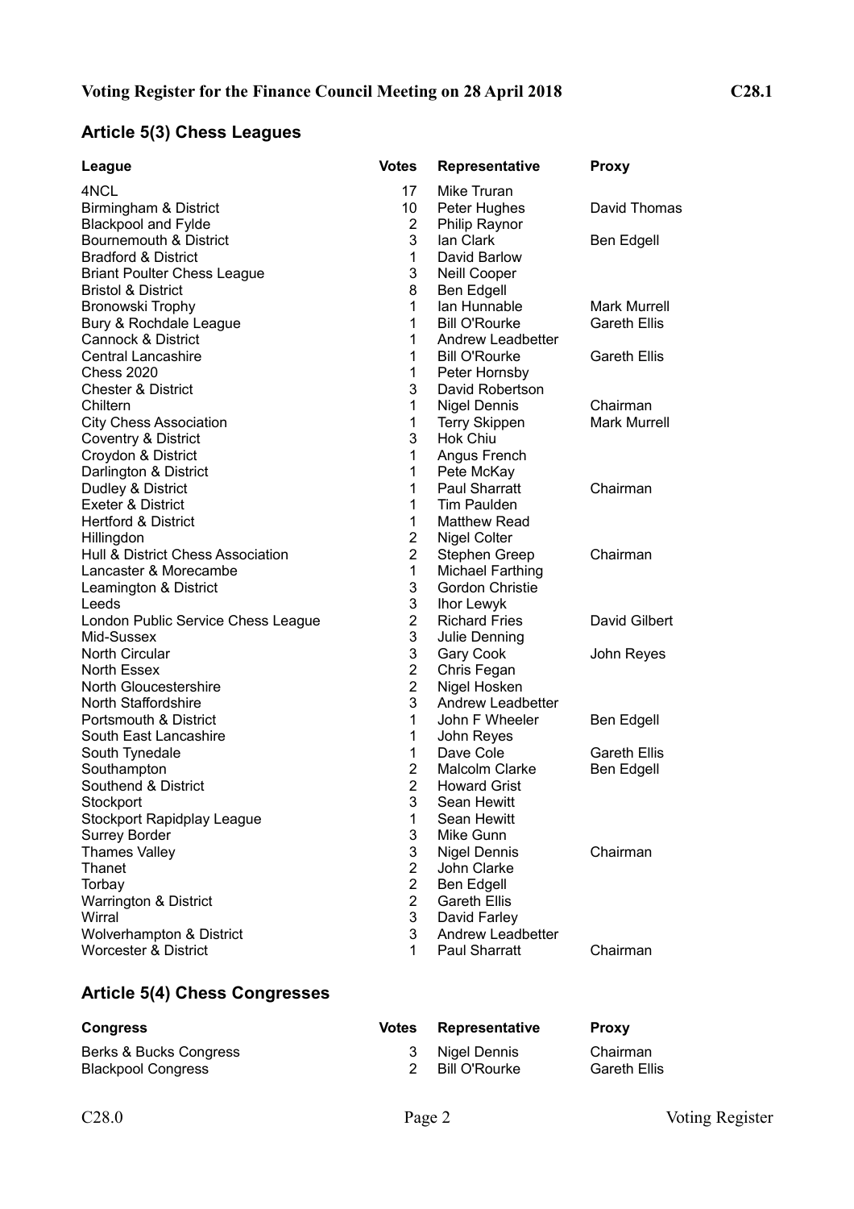**Voting Register for the Finance Council Meeting on 28 April 2018** **C28.1**

## Article 5(3) Chess Leagues

| League | Votes | Representative | Proxy |
|---|---|---|---|
| 4NCL | 17 | Mike Truran | |
| Birmingham & District | 10 | Peter Hughes | David Thomas |
| Blackpool and Fylde | 2 | Philip Raynor | |
| Bournemouth & District | 3 | Ian Clark | Ben Edgell |
| Bradford & District | 1 | David Barlow | |
| Briant Poulter Chess League | 3 | Neill Cooper | |
| Bristol & District | 8 | Ben Edgell | |
| Bronowski Trophy | 1 | Ian Hunnable | Mark Murrell |
| Bury & Rochdale League | 1 | Bill O'Rourke | Gareth Ellis |
| Cannock & District | 1 | Andrew Leadbetter | |
| Central Lancashire | 1 | Bill O'Rourke | Gareth Ellis |
| Chess 2020 | 1 | Peter Hornsby | |
| Chester & District | 3 | David Robertson | |
| Chiltern | 1 | Nigel Dennis | Chairman |
| City Chess Association | 1 | Terry Skippen | Mark Murrell |
| Coventry & District | 3 | Hok Chiu | |
| Croydon & District | 1 | Angus French | |
| Darlington & District | 1 | Pete McKay | |
| Dudley & District | 1 | Paul Sharratt | Chairman |
| Exeter & District | 1 | Tim Paulden | |
| Hertford & District | 1 | Matthew Read | |
| Hillingdon | 2 | Nigel Colter | |
| Hull & District Chess Association | 2 | Stephen Greep | Chairman |
| Lancaster & Morecambe | 1 | Michael Farthing | |
| Leamington & District | 3 | Gordon Christie | |
| Leeds | 3 | Ihor Lewyk | |
| London Public Service Chess League | 2 | Richard Fries | David Gilbert |
| Mid-Sussex | 3 | Julie Denning | |
| North Circular | 3 | Gary Cook | John Reyes |
| North Essex | 2 | Chris Fegan | |
| North Gloucestershire | 2 | Nigel Hosken | |
| North Staffordshire | 3 | Andrew Leadbetter | |
| Portsmouth & District | 1 | John F Wheeler | Ben Edgell |
| South East Lancashire | 1 | John Reyes | |
| South Tynedale | 1 | Dave Cole | Gareth Ellis |
| Southampton | 2 | Malcolm Clarke | Ben Edgell |
| Southend & District | 2 | Howard Grist | |
| Stockport | 3 | Sean Hewitt | |
| Stockport Rapidplay League | 1 | Sean Hewitt | |
| Surrey Border | 3 | Mike Gunn | |
| Thames Valley | 3 | Nigel Dennis | Chairman |
| Thanet | 2 | John Clarke | |
| Torbay | 2 | Ben Edgell | |
| Warrington & District | 2 | Gareth Ellis | |
| Wirral | 3 | David Farley | |
| Wolverhampton & District | 3 | Andrew Leadbetter | |
| Worcester & District | 1 | Paul Sharratt | Chairman |

## Article 5(4) Chess Congresses

| Congress | Votes | Representative | Proxy |
|---|---|---|---|
| Berks & Bucks Congress | 3 | Nigel Dennis | Chairman |
| Blackpool Congress | 2 | Bill O'Rourke | Gareth Ellis |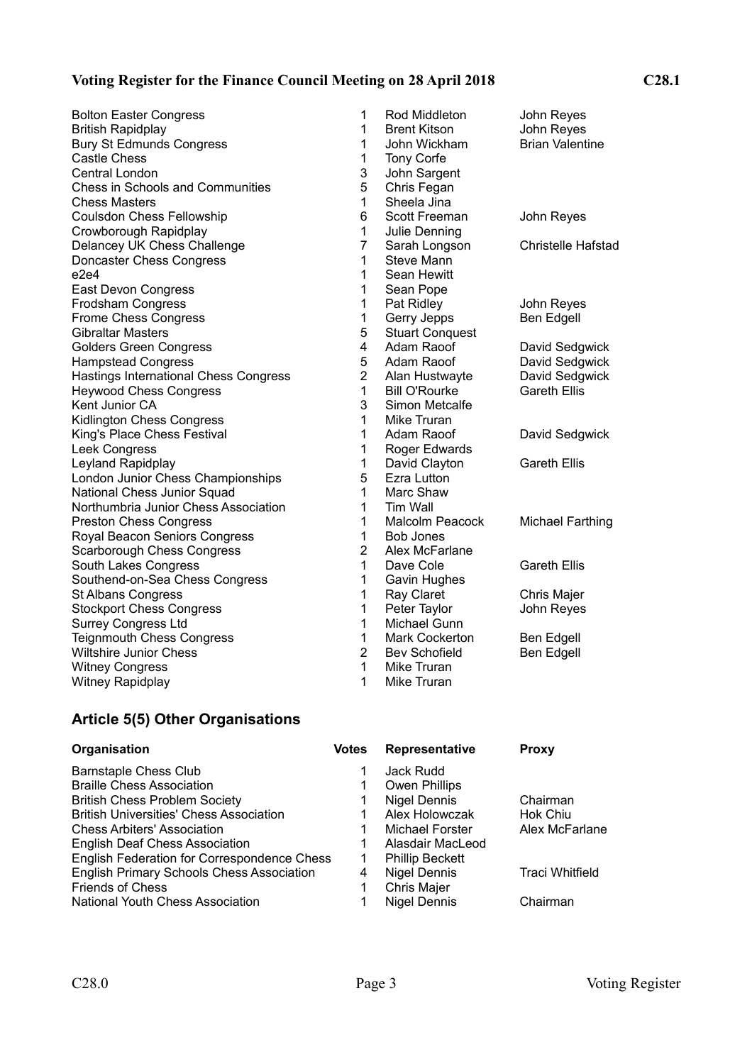**Voting Register for the Finance Council Meeting on 28 April 2018** **C28.1**

| Organisation | Votes | Representative | Proxy |
|---|---|---|---|
| Bolton Easter Congress | 1 | Rod Middleton | John Reyes |
| British Rapidplay | 1 | Brent Kitson | John Reyes |
| Bury St Edmunds Congress | 1 | John Wickham | Brian Valentine |
| Castle Chess | 1 | Tony Corfe | |
| Central London | 3 | John Sargent | |
| Chess in Schools and Communities | 5 | Chris Fegan | |
| Chess Masters | 1 | Sheela Jina | |
| Coulsdon Chess Fellowship | 6 | Scott Freeman | John Reyes |
| Crowborough Rapidplay | 1 | Julie Denning | |
| Delancey UK Chess Challenge | 7 | Sarah Longson | Christelle Hafstad |
| Doncaster Chess Congress | 1 | Steve Mann | |
| e2e4 | 1 | Sean Hewitt | |
| East Devon Congress | 1 | Sean Pope | |
| Frodsham Congress | 1 | Pat Ridley | John Reyes |
| Frome Chess Congress | 1 | Gerry Jepps | Ben Edgell |
| Gibraltar Masters | 5 | Stuart Conquest | |
| Golders Green Congress | 4 | Adam Raoof | David Sedgwick |
| Hampstead Congress | 5 | Adam Raoof | David Sedgwick |
| Hastings International Chess Congress | 2 | Alan Hustwayte | David Sedgwick |
| Heywood Chess Congress | 1 | Bill O'Rourke | Gareth Ellis |
| Kent Junior CA | 3 | Simon Metcalfe | |
| Kidlington Chess Congress | 1 | Mike Truran | |
| King's Place Chess Festival | 1 | Adam Raoof | David Sedgwick |
| Leek Congress | 1 | Roger Edwards | |
| Leyland Rapidplay | 1 | David Clayton | Gareth Ellis |
| London Junior Chess Championships | 5 | Ezra Lutton | |
| National Chess Junior Squad | 1 | Marc Shaw | |
| Northumbria Junior Chess Association | 1 | Tim Wall | |
| Preston Chess Congress | 1 | Malcolm Peacock | Michael Farthing |
| Royal Beacon Seniors Congress | 1 | Bob Jones | |
| Scarborough Chess Congress | 2 | Alex McFarlane | |
| South Lakes Congress | 1 | Dave Cole | Gareth Ellis |
| Southend-on-Sea Chess Congress | 1 | Gavin Hughes | |
| St Albans Congress | 1 | Ray Claret | Chris Majer |
| Stockport Chess Congress | 1 | Peter Taylor | John Reyes |
| Surrey Congress Ltd | 1 | Michael Gunn | |
| Teignmouth Chess Congress | 1 | Mark Cockerton | Ben Edgell |
| Wiltshire Junior Chess | 2 | Bev Schofield | Ben Edgell |
| Witney Congress | 1 | Mike Truran | |
| Witney Rapidplay | 1 | Mike Truran | |

## Article 5(5) Other Organisations

| Organisation | Votes | Representative | Proxy |
|---|---|---|---|
| Barnstaple Chess Club | 1 | Jack Rudd | |
| Braille Chess Association | 1 | Owen Phillips | |
| British Chess Problem Society | 1 | Nigel Dennis | Chairman |
| British Universities' Chess Association | 1 | Alex Holowczak | Hok Chiu |
| Chess Arbiters' Association | 1 | Michael Forster | Alex McFarlane |
| English Deaf Chess Association | 1 | Alasdair MacLeod | |
| English Federation for Correspondence Chess | 1 | Phillip Beckett | |
| English Primary Schools Chess Association | 4 | Nigel Dennis | Traci Whitfield |
| Friends of Chess | 1 | Chris Majer | |
| National Youth Chess Association | 1 | Nigel Dennis | Chairman |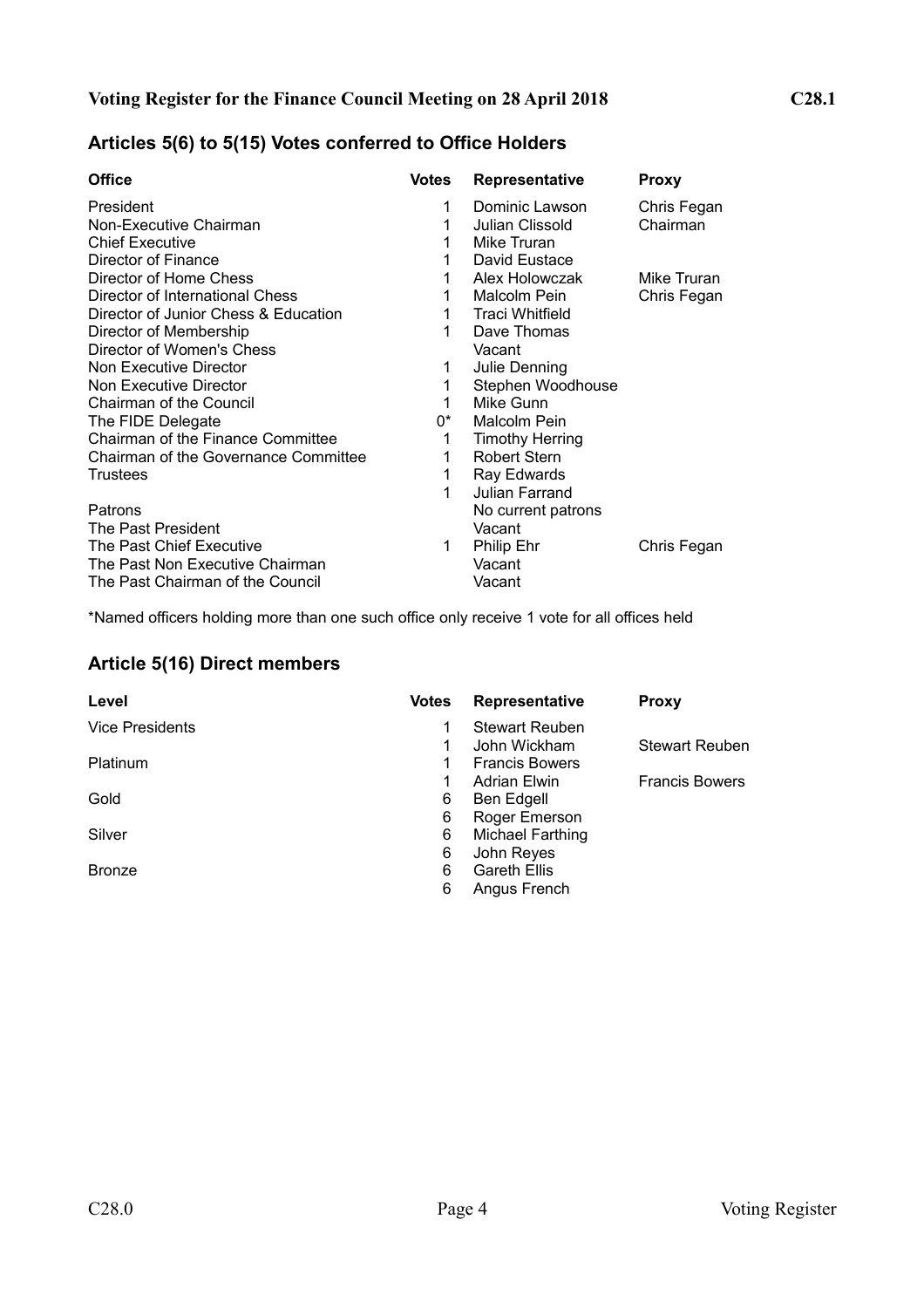**Voting Register for the Finance Council Meeting on 28 April 2018 C28.1**

## Articles 5(6) to 5(15) Votes conferred to Office Holders

| Office | Votes | Representative | Proxy |
|---|---|---|---|
| President | 1 | Dominic Lawson | Chris Fegan |
| Non-Executive Chairman | 1 | Julian Clissold | Chairman |
| Chief Executive | 1 | Mike Truran | |
| Director of Finance | 1 | David Eustace | |
| Director of Home Chess | 1 | Alex Holowczak | Mike Truran |
| Director of International Chess | 1 | Malcolm Pein | Chris Fegan |
| Director of Junior Chess & Education | 1 | Traci Whitfield | |
| Director of Membership | 1 | Dave Thomas | |
| Director of Women's Chess | | Vacant | |
| Non Executive Director | 1 | Julie Denning | |
| Non Executive Director | 1 | Stephen Woodhouse | |
| Chairman of the Council | 1 | Mike Gunn | |
| The FIDE Delegate | 0* | Malcolm Pein | |
| Chairman of the Finance Committee | 1 | Timothy Herring | |
| Chairman of the Governance Committee | 1 | Robert Stern | |
| Trustees | 1 | Ray Edwards | |
| | 1 | Julian Farrand | |
| Patrons | | No current patrons | |
| The Past President | | Vacant | |
| The Past Chief Executive | 1 | Philip Ehr | Chris Fegan |
| The Past Non Executive Chairman | | Vacant | |
| The Past Chairman of the Council | | Vacant | |

*Named officers holding more than one such office only receive 1 vote for all offices held

## Article 5(16) Direct members

| Level | Votes | Representative | Proxy |
|---|---|---|---|
| Vice Presidents | 1 | Stewart Reuben | |
| | 1 | John Wickham | Stewart Reuben |
| Platinum | 1 | Francis Bowers | |
| | 1 | Adrian Elwin | Francis Bowers |
| Gold | 6 | Ben Edgell | |
| | 6 | Roger Emerson | |
| Silver | 6 | Michael Farthing | |
| | 6 | John Reyes | |
| Bronze | 6 | Gareth Ellis | |
| | 6 | Angus French | |